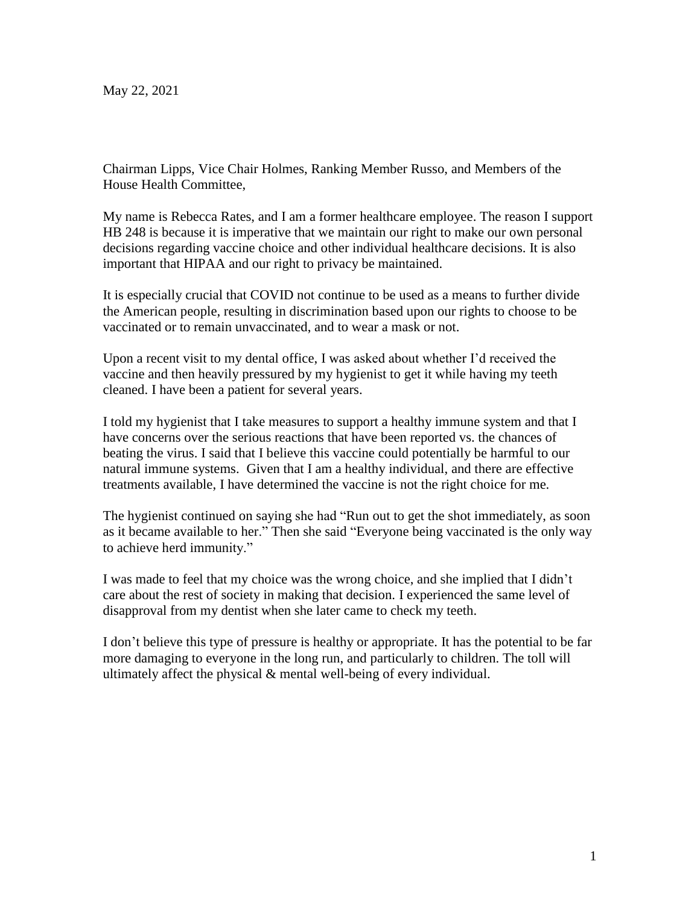May 22, 2021

Chairman Lipps, Vice Chair Holmes, Ranking Member Russo, and Members of the House Health Committee,

My name is Rebecca Rates, and I am a former healthcare employee. The reason I support HB 248 is because it is imperative that we maintain our right to make our own personal decisions regarding vaccine choice and other individual healthcare decisions. It is also important that HIPAA and our right to privacy be maintained.

It is especially crucial that COVID not continue to be used as a means to further divide the American people, resulting in discrimination based upon our rights to choose to be vaccinated or to remain unvaccinated, and to wear a mask or not.

Upon a recent visit to my dental office, I was asked about whether I'd received the vaccine and then heavily pressured by my hygienist to get it while having my teeth cleaned. I have been a patient for several years.

I told my hygienist that I take measures to support a healthy immune system and that I have concerns over the serious reactions that have been reported vs. the chances of beating the virus. I said that I believe this vaccine could potentially be harmful to our natural immune systems. Given that I am a healthy individual, and there are effective treatments available, I have determined the vaccine is not the right choice for me.

The hygienist continued on saying she had "Run out to get the shot immediately, as soon as it became available to her." Then she said "Everyone being vaccinated is the only way to achieve herd immunity."

I was made to feel that my choice was the wrong choice, and she implied that I didn't care about the rest of society in making that decision. I experienced the same level of disapproval from my dentist when she later came to check my teeth.

I don't believe this type of pressure is healthy or appropriate. It has the potential to be far more damaging to everyone in the long run, and particularly to children. The toll will ultimately affect the physical & mental well-being of every individual.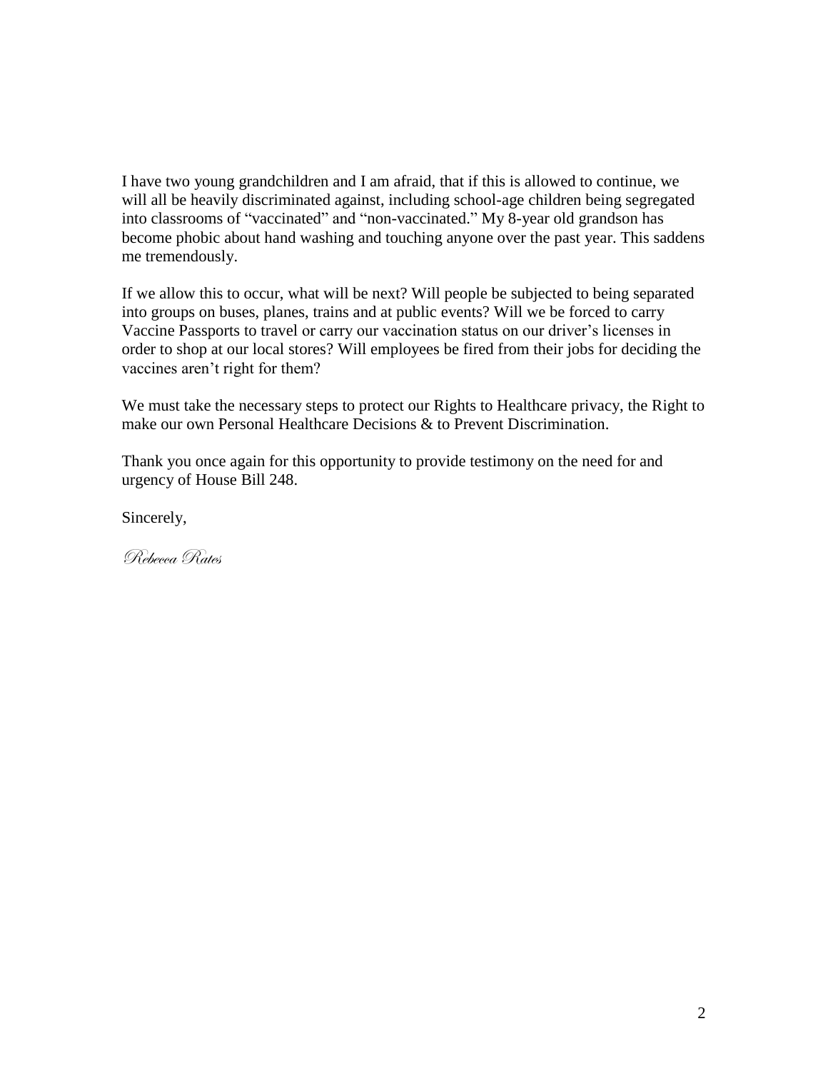I have two young grandchildren and I am afraid, that if this is allowed to continue, we will all be heavily discriminated against, including school-age children being segregated into classrooms of "vaccinated" and "non-vaccinated." My 8-year old grandson has become phobic about hand washing and touching anyone over the past year. This saddens me tremendously.

If we allow this to occur, what will be next? Will people be subjected to being separated into groups on buses, planes, trains and at public events? Will we be forced to carry Vaccine Passports to travel or carry our vaccination status on our driver's licenses in order to shop at our local stores? Will employees be fired from their jobs for deciding the vaccines aren't right for them?

We must take the necessary steps to protect our Rights to Healthcare privacy, the Right to make our own Personal Healthcare Decisions & to Prevent Discrimination.

Thank you once again for this opportunity to provide testimony on the need for and urgency of House Bill 248.

Sincerely,

*Rebecca Rates*